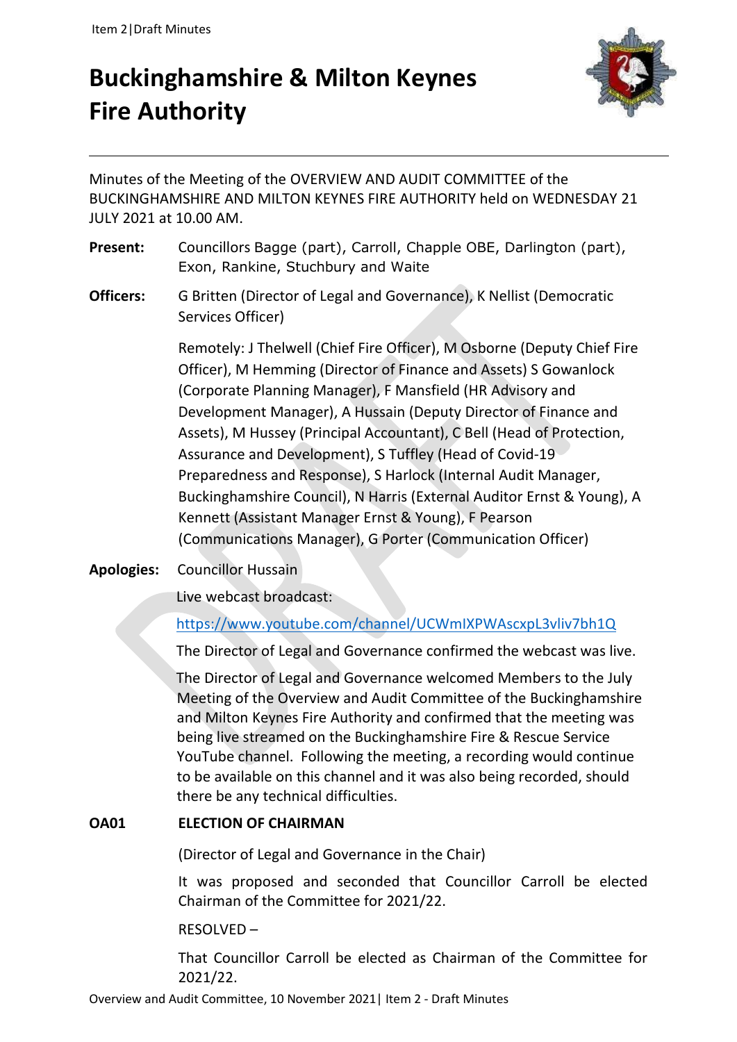# Buckinghamshire & Milton Keynes Fire Authority

Minutes of the Meeting of the OVERVIEW AND AUDIT COMMITTEE of the BUCKINGHAMSHIRE AND MILTON KEYNES FIRE AUTHORITY held on WEDNESDAY 21 JULY 2021 at 10.00 AM.

**Present:** Councillors Bagge (part), Carroll, Chapple OBE, Darlington (part), Exon, Rankine, Stuchbury and Waite

**Officers:** G Britten (Director of Legal and Governance), K Nellist (Democratic Services Officer)

Remotely: J Thelwell (Chief Fire Officer), M Osborne (Deputy Chief Fire Officer), M Hemming (Director of Finance and Assets) S Gowanlock (Corporate Planning Manager), F Mansfield (HR Advisory and Development Manager), A Hussain (Deputy Director of Finance and Assets), M Hussey (Principal Accountant), C Bell (Head of Protection, Assurance and Development), S Tuffley (Head of Covid-19 Preparedness and Response), S Harlock (Internal Audit Manager, Buckinghamshire Council), N Harris (External Auditor Ernst & Young), A Kennett (Assistant Manager Ernst & Young), F Pearson (Communications Manager), G Porter (Communication Officer)

**Apologies:** Councillor Hussain

Live webcast broadcast:

https://www.youtube.com/channel/UCWmIXPWAscxpL3vliv7bh1Q

The Director of Legal and Governance confirmed the webcast was live.

The Director of Legal and Governance welcomed Members to the July Meeting of the Overview and Audit Committee of the Buckinghamshire and Milton Keynes Fire Authority and confirmed that the meeting was being live streamed on the Buckinghamshire Fire & Rescue Service YouTube channel. Following the meeting, a recording would continue to be available on this channel and it was also being recorded, should there be any technical difficulties.

## OA01 ELECTION OF CHAIRMAN

(Director of Legal and Governance in the Chair)

It was proposed and seconded that Councillor Carroll be elected Chairman of the Committee for 2021/22.

RESOLVED –

That Councillor Carroll be elected as Chairman of the Committee for 2021/22.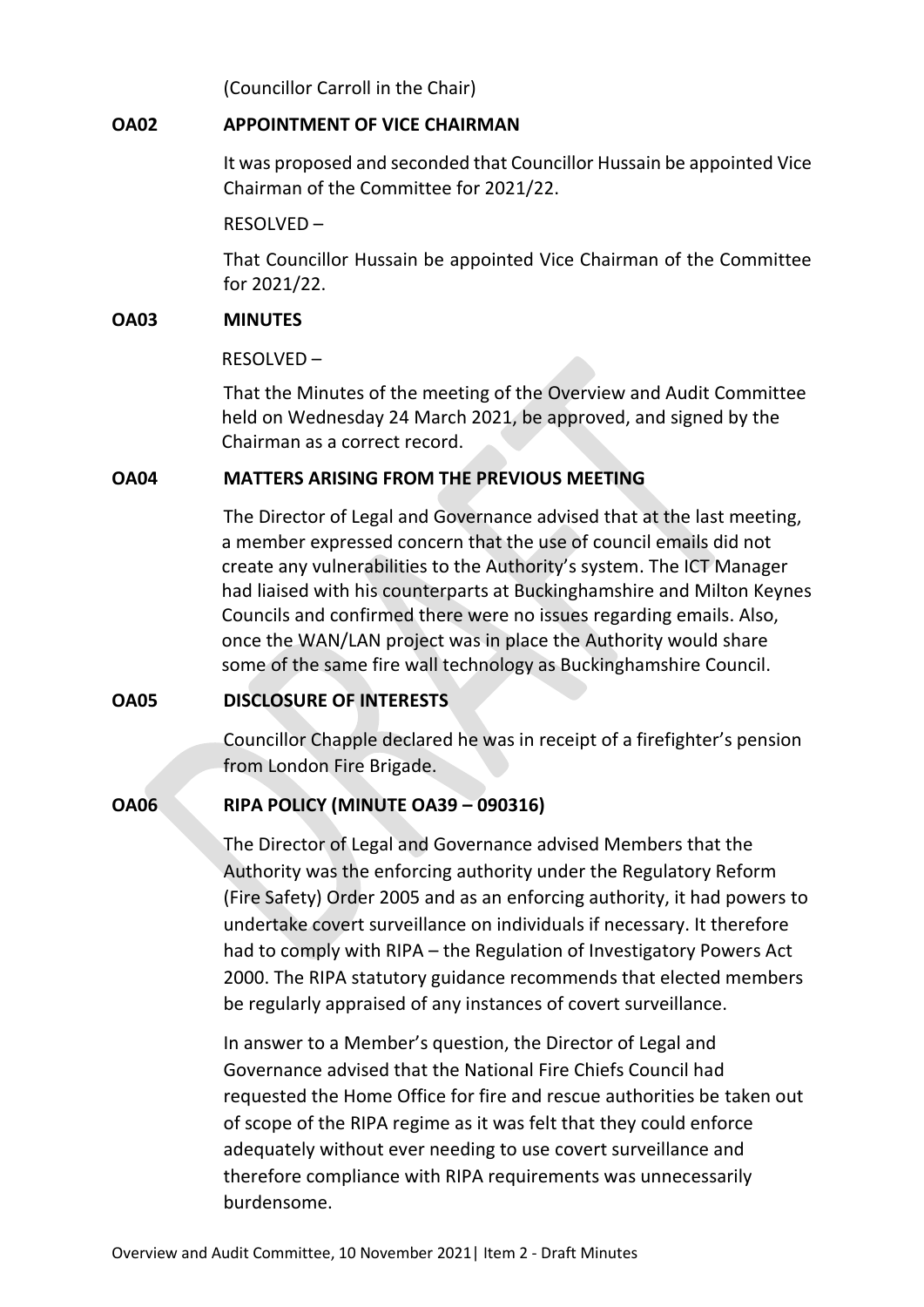(Councillor Carroll in the Chair)

**OA02 APPOINTMENT OF VICE CHAIRMAN**

It was proposed and seconded that Councillor Hussain be appointed Vice Chairman of the Committee for 2021/22.

RESOLVED –

That Councillor Hussain be appointed Vice Chairman of the Committee for 2021/22.

**OA03 MINUTES**

RESOLVED –

That the Minutes of the meeting of the Overview and Audit Committee held on Wednesday 24 March 2021, be approved, and signed by the Chairman as a correct record.

**OA04 MATTERS ARISING FROM THE PREVIOUS MEETING**

The Director of Legal and Governance advised that at the last meeting, a member expressed concern that the use of council emails did not create any vulnerabilities to the Authority's system. The ICT Manager had liaised with his counterparts at Buckinghamshire and Milton Keynes Councils and confirmed there were no issues regarding emails. Also, once the WAN/LAN project was in place the Authority would share some of the same fire wall technology as Buckinghamshire Council.

**OA05 DISCLOSURE OF INTERESTS**

Councillor Chapple declared he was in receipt of a firefighter's pension from London Fire Brigade.

**OA06 RIPA POLICY (MINUTE OA39 – 090316)**

The Director of Legal and Governance advised Members that the Authority was the enforcing authority under the Regulatory Reform (Fire Safety) Order 2005 and as an enforcing authority, it had powers to undertake covert surveillance on individuals if necessary. It therefore had to comply with RIPA – the Regulation of Investigatory Powers Act 2000. The RIPA statutory guidance recommends that elected members be regularly appraised of any instances of covert surveillance.

In answer to a Member's question, the Director of Legal and Governance advised that the National Fire Chiefs Council had requested the Home Office for fire and rescue authorities be taken out of scope of the RIPA regime as it was felt that they could enforce adequately without ever needing to use covert surveillance and therefore compliance with RIPA requirements was unnecessarily burdensome.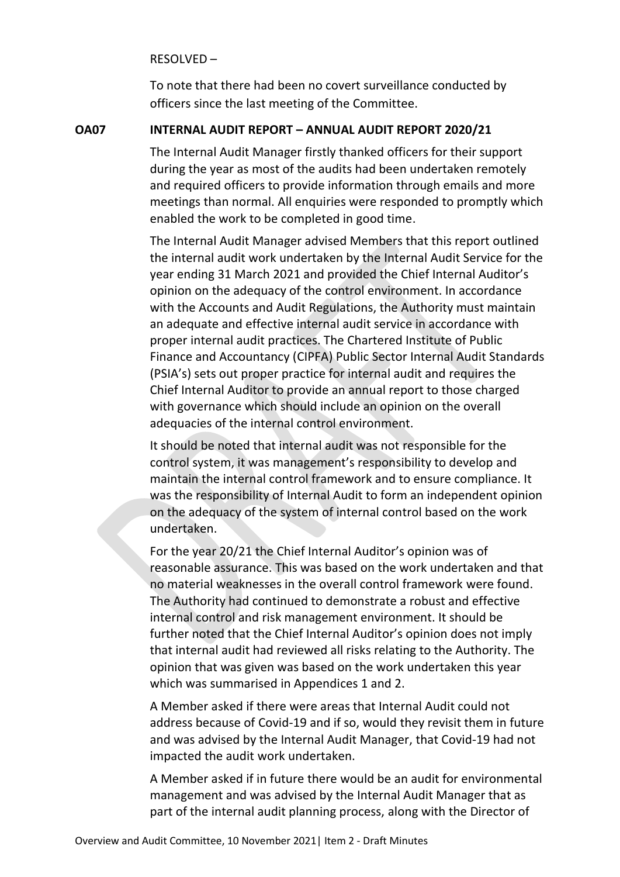RESOLVED –

To note that there had been no covert surveillance conducted by officers since the last meeting of the Committee.

**OA07 INTERNAL AUDIT REPORT – ANNUAL AUDIT REPORT 2020/21**

The Internal Audit Manager firstly thanked officers for their support during the year as most of the audits had been undertaken remotely and required officers to provide information through emails and more meetings than normal. All enquiries were responded to promptly which enabled the work to be completed in good time.

The Internal Audit Manager advised Members that this report outlined the internal audit work undertaken by the Internal Audit Service for the year ending 31 March 2021 and provided the Chief Internal Auditor's opinion on the adequacy of the control environment. In accordance with the Accounts and Audit Regulations, the Authority must maintain an adequate and effective internal audit service in accordance with proper internal audit practices. The Chartered Institute of Public Finance and Accountancy (CIPFA) Public Sector Internal Audit Standards (PSIA's) sets out proper practice for internal audit and requires the Chief Internal Auditor to provide an annual report to those charged with governance which should include an opinion on the overall adequacies of the internal control environment.

It should be noted that internal audit was not responsible for the control system, it was management's responsibility to develop and maintain the internal control framework and to ensure compliance. It was the responsibility of Internal Audit to form an independent opinion on the adequacy of the system of internal control based on the work undertaken.

For the year 20/21 the Chief Internal Auditor's opinion was of reasonable assurance. This was based on the work undertaken and that no material weaknesses in the overall control framework were found. The Authority had continued to demonstrate a robust and effective internal control and risk management environment. It should be further noted that the Chief Internal Auditor's opinion does not imply that internal audit had reviewed all risks relating to the Authority. The opinion that was given was based on the work undertaken this year which was summarised in Appendices 1 and 2.

A Member asked if there were areas that Internal Audit could not address because of Covid-19 and if so, would they revisit them in future and was advised by the Internal Audit Manager, that Covid-19 had not impacted the audit work undertaken.

A Member asked if in future there would be an audit for environmental management and was advised by the Internal Audit Manager that as part of the internal audit planning process, along with the Director of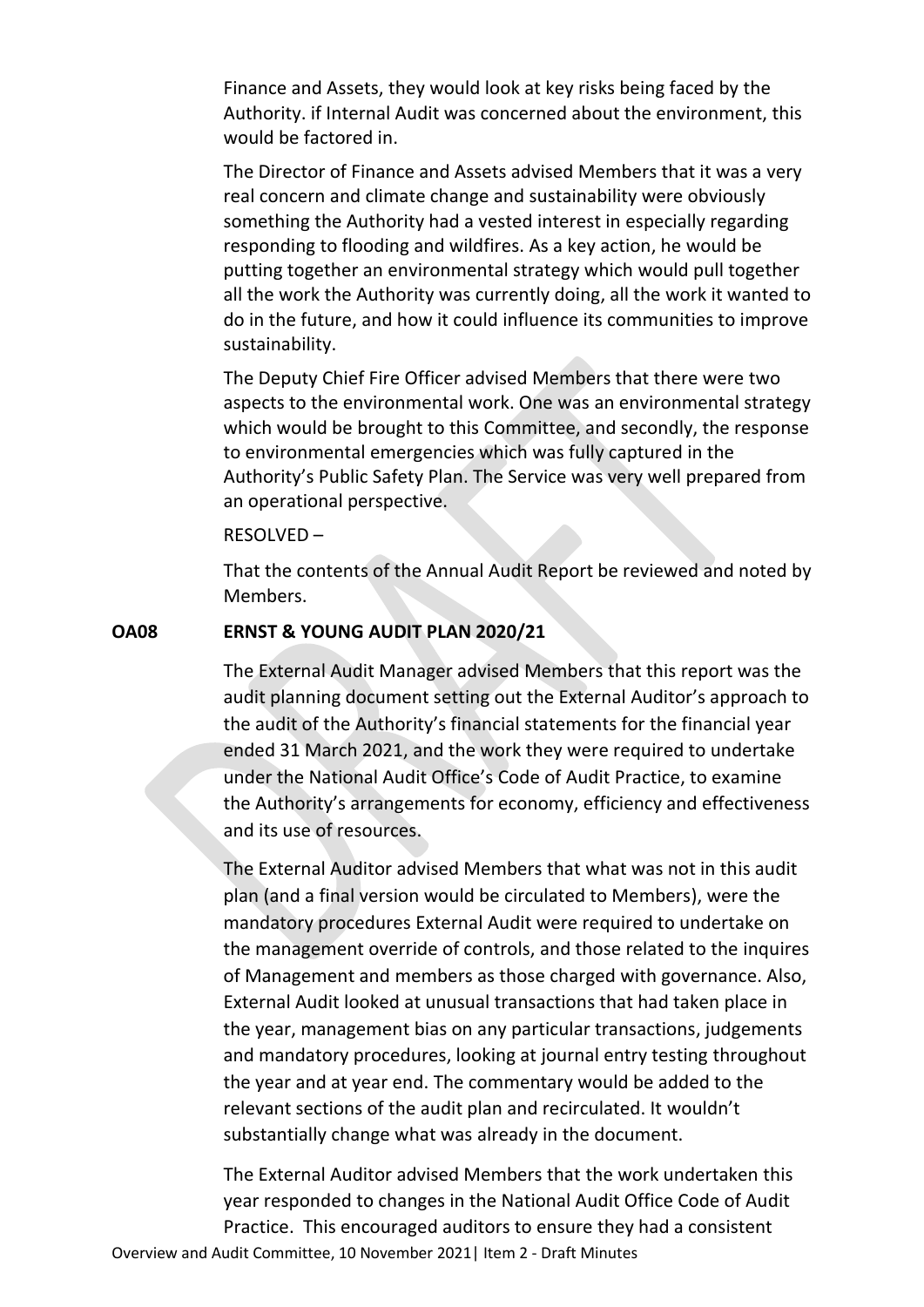Finance and Assets, they would look at key risks being faced by the Authority. if Internal Audit was concerned about the environment, this would be factored in.

The Director of Finance and Assets advised Members that it was a very real concern and climate change and sustainability were obviously something the Authority had a vested interest in especially regarding responding to flooding and wildfires. As a key action, he would be putting together an environmental strategy which would pull together all the work the Authority was currently doing, all the work it wanted to do in the future, and how it could influence its communities to improve sustainability.

The Deputy Chief Fire Officer advised Members that there were two aspects to the environmental work. One was an environmental strategy which would be brought to this Committee, and secondly, the response to environmental emergencies which was fully captured in the Authority's Public Safety Plan. The Service was very well prepared from an operational perspective.

RESOLVED –

That the contents of the Annual Audit Report be reviewed and noted by Members.

**OA08 ERNST & YOUNG AUDIT PLAN 2020/21**

The External Audit Manager advised Members that this report was the audit planning document setting out the External Auditor's approach to the audit of the Authority's financial statements for the financial year ended 31 March 2021, and the work they were required to undertake under the National Audit Office's Code of Audit Practice, to examine the Authority's arrangements for economy, efficiency and effectiveness and its use of resources.

The External Auditor advised Members that what was not in this audit plan (and a final version would be circulated to Members), were the mandatory procedures External Audit were required to undertake on the management override of controls, and those related to the inquires of Management and members as those charged with governance. Also, External Audit looked at unusual transactions that had taken place in the year, management bias on any particular transactions, judgements and mandatory procedures, looking at journal entry testing throughout the year and at year end. The commentary would be added to the relevant sections of the audit plan and recirculated. It wouldn't substantially change what was already in the document.

The External Auditor advised Members that the work undertaken this year responded to changes in the National Audit Office Code of Audit Practice. This encouraged auditors to ensure they had a consistent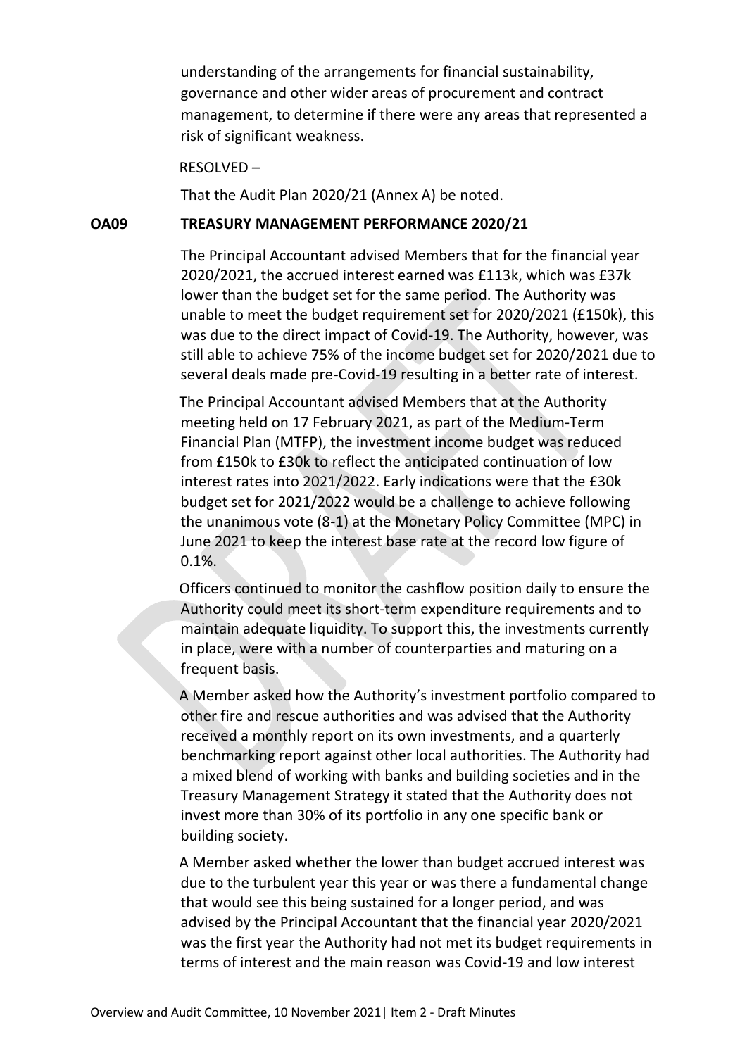understanding of the arrangements for financial sustainability, governance and other wider areas of procurement and contract management, to determine if there were any areas that represented a risk of significant weakness.

RESOLVED –

That the Audit Plan 2020/21 (Annex A) be noted.

## OA09 TREASURY MANAGEMENT PERFORMANCE 2020/21

The Principal Accountant advised Members that for the financial year 2020/2021, the accrued interest earned was £113k, which was £37k lower than the budget set for the same period. The Authority was unable to meet the budget requirement set for 2020/2021 (£150k), this was due to the direct impact of Covid-19. The Authority, however, was still able to achieve 75% of the income budget set for 2020/2021 due to several deals made pre-Covid-19 resulting in a better rate of interest.

The Principal Accountant advised Members that at the Authority meeting held on 17 February 2021, as part of the Medium-Term Financial Plan (MTFP), the investment income budget was reduced from £150k to £30k to reflect the anticipated continuation of low interest rates into 2021/2022. Early indications were that the £30k budget set for 2021/2022 would be a challenge to achieve following the unanimous vote (8-1) at the Monetary Policy Committee (MPC) in June 2021 to keep the interest base rate at the record low figure of 0.1%.

Officers continued to monitor the cashflow position daily to ensure the Authority could meet its short-term expenditure requirements and to maintain adequate liquidity. To support this, the investments currently in place, were with a number of counterparties and maturing on a frequent basis.

A Member asked how the Authority's investment portfolio compared to other fire and rescue authorities and was advised that the Authority received a monthly report on its own investments, and a quarterly benchmarking report against other local authorities. The Authority had a mixed blend of working with banks and building societies and in the Treasury Management Strategy it stated that the Authority does not invest more than 30% of its portfolio in any one specific bank or building society.

A Member asked whether the lower than budget accrued interest was due to the turbulent year this year or was there a fundamental change that would see this being sustained for a longer period, and was advised by the Principal Accountant that the financial year 2020/2021 was the first year the Authority had not met its budget requirements in terms of interest and the main reason was Covid-19 and low interest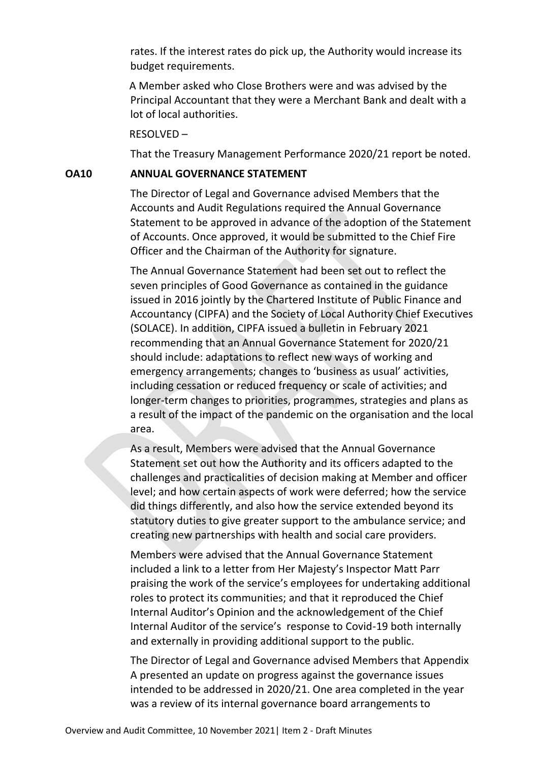rates. If the interest rates do pick up, the Authority would increase its budget requirements.

A Member asked who Close Brothers were and was advised by the Principal Accountant that they were a Merchant Bank and dealt with a lot of local authorities.

RESOLVED –

That the Treasury Management Performance 2020/21 report be noted.

**OA10 ANNUAL GOVERNANCE STATEMENT**

The Director of Legal and Governance advised Members that the Accounts and Audit Regulations required the Annual Governance Statement to be approved in advance of the adoption of the Statement of Accounts. Once approved, it would be submitted to the Chief Fire Officer and the Chairman of the Authority for signature.

The Annual Governance Statement had been set out to reflect the seven principles of Good Governance as contained in the guidance issued in 2016 jointly by the Chartered Institute of Public Finance and Accountancy (CIPFA) and the Society of Local Authority Chief Executives (SOLACE). In addition, CIPFA issued a bulletin in February 2021 recommending that an Annual Governance Statement for 2020/21 should include: adaptations to reflect new ways of working and emergency arrangements; changes to 'business as usual' activities, including cessation or reduced frequency or scale of activities; and longer-term changes to priorities, programmes, strategies and plans as a result of the impact of the pandemic on the organisation and the local area.

As a result, Members were advised that the Annual Governance Statement set out how the Authority and its officers adapted to the challenges and practicalities of decision making at Member and officer level; and how certain aspects of work were deferred; how the service did things differently, and also how the service extended beyond its statutory duties to give greater support to the ambulance service; and creating new partnerships with health and social care providers.

Members were advised that the Annual Governance Statement included a link to a letter from Her Majesty's Inspector Matt Parr praising the work of the service's employees for undertaking additional roles to protect its communities; and that it reproduced the Chief Internal Auditor's Opinion and the acknowledgement of the Chief Internal Auditor of the service's response to Covid-19 both internally and externally in providing additional support to the public.

The Director of Legal and Governance advised Members that Appendix A presented an update on progress against the governance issues intended to be addressed in 2020/21. One area completed in the year was a review of its internal governance board arrangements to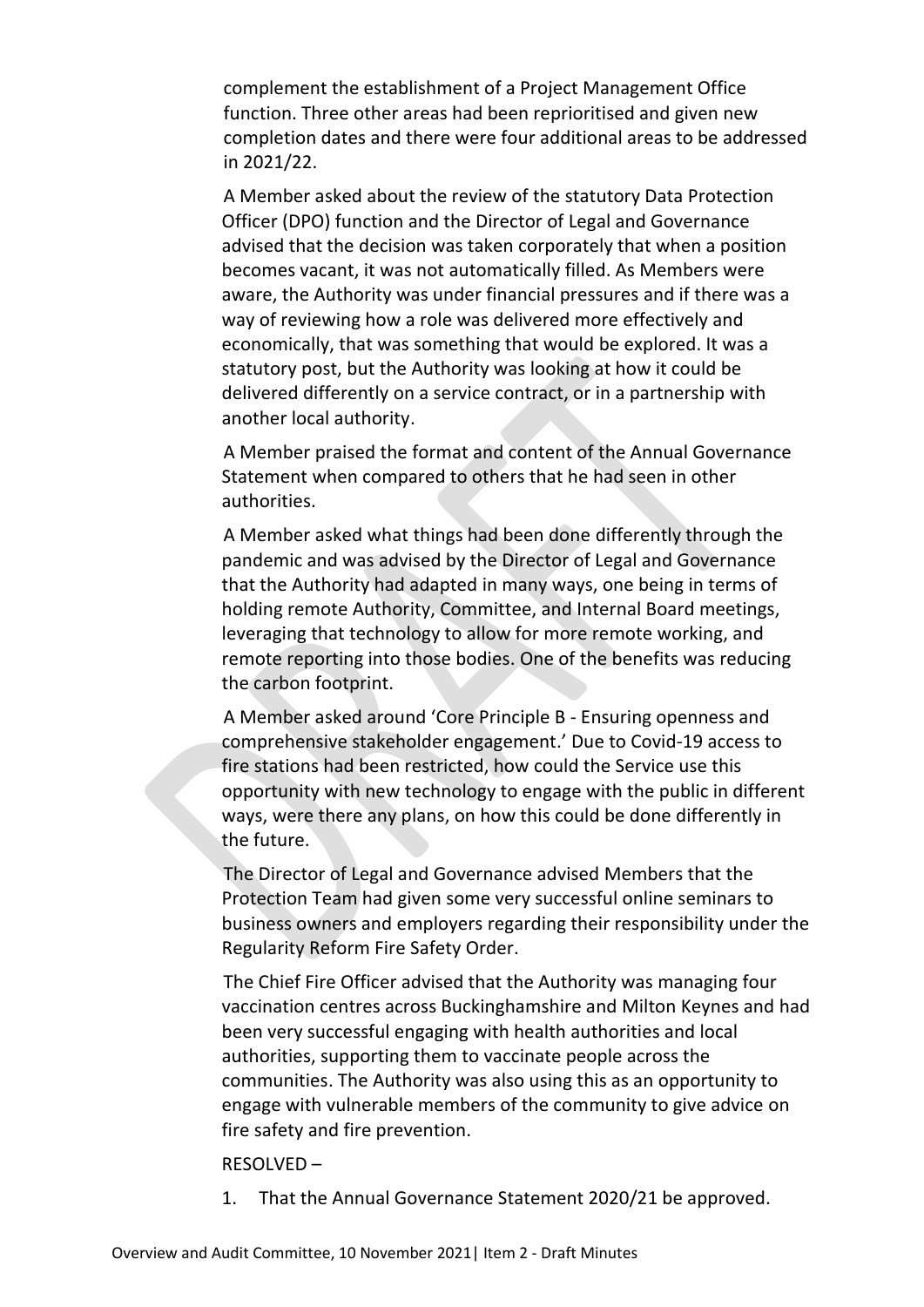complement the establishment of a Project Management Office function. Three other areas had been reprioritised and given new completion dates and there were four additional areas to be addressed in 2021/22.

A Member asked about the review of the statutory Data Protection Officer (DPO) function and the Director of Legal and Governance advised that the decision was taken corporately that when a position becomes vacant, it was not automatically filled. As Members were aware, the Authority was under financial pressures and if there was a way of reviewing how a role was delivered more effectively and economically, that was something that would be explored. It was a statutory post, but the Authority was looking at how it could be delivered differently on a service contract, or in a partnership with another local authority.

A Member praised the format and content of the Annual Governance Statement when compared to others that he had seen in other authorities.

A Member asked what things had been done differently through the pandemic and was advised by the Director of Legal and Governance that the Authority had adapted in many ways, one being in terms of holding remote Authority, Committee, and Internal Board meetings, leveraging that technology to allow for more remote working, and remote reporting into those bodies. One of the benefits was reducing the carbon footprint.

A Member asked around 'Core Principle B - Ensuring openness and comprehensive stakeholder engagement.' Due to Covid-19 access to fire stations had been restricted, how could the Service use this opportunity with new technology to engage with the public in different ways, were there any plans, on how this could be done differently in the future.

The Director of Legal and Governance advised Members that the Protection Team had given some very successful online seminars to business owners and employers regarding their responsibility under the Regularity Reform Fire Safety Order.

The Chief Fire Officer advised that the Authority was managing four vaccination centres across Buckinghamshire and Milton Keynes and had been very successful engaging with health authorities and local authorities, supporting them to vaccinate people across the communities. The Authority was also using this as an opportunity to engage with vulnerable members of the community to give advice on fire safety and fire prevention.

RESOLVED –

1. That the Annual Governance Statement 2020/21 be approved.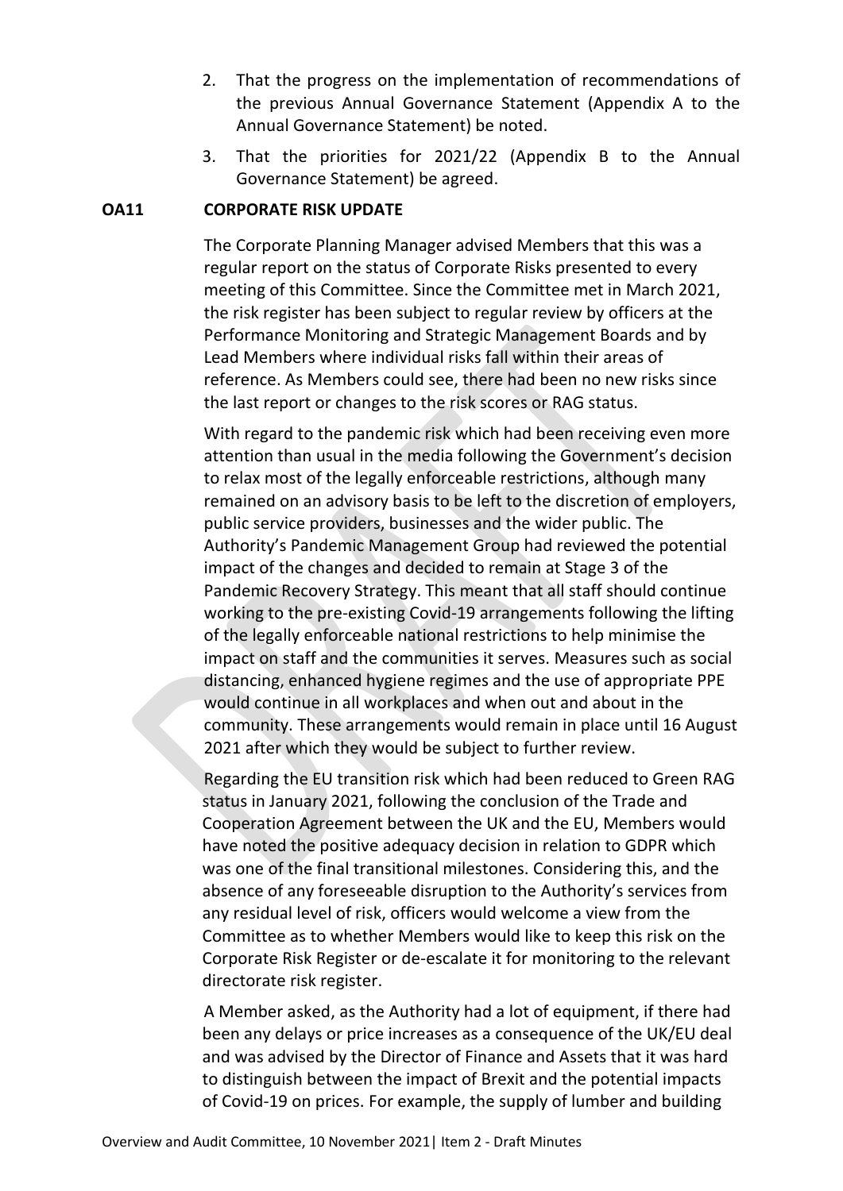2. That the progress on the implementation of recommendations of the previous Annual Governance Statement (Appendix A to the Annual Governance Statement) be noted.
3. That the priorities for 2021/22 (Appendix B to the Annual Governance Statement) be agreed.

**OA11 CORPORATE RISK UPDATE**

The Corporate Planning Manager advised Members that this was a regular report on the status of Corporate Risks presented to every meeting of this Committee. Since the Committee met in March 2021, the risk register has been subject to regular review by officers at the Performance Monitoring and Strategic Management Boards and by Lead Members where individual risks fall within their areas of reference. As Members could see, there had been no new risks since the last report or changes to the risk scores or RAG status.

With regard to the pandemic risk which had been receiving even more attention than usual in the media following the Government's decision to relax most of the legally enforceable restrictions, although many remained on an advisory basis to be left to the discretion of employers, public service providers, businesses and the wider public. The Authority's Pandemic Management Group had reviewed the potential impact of the changes and decided to remain at Stage 3 of the Pandemic Recovery Strategy. This meant that all staff should continue working to the pre-existing Covid-19 arrangements following the lifting of the legally enforceable national restrictions to help minimise the impact on staff and the communities it serves. Measures such as social distancing, enhanced hygiene regimes and the use of appropriate PPE would continue in all workplaces and when out and about in the community. These arrangements would remain in place until 16 August 2021 after which they would be subject to further review.

Regarding the EU transition risk which had been reduced to Green RAG status in January 2021, following the conclusion of the Trade and Cooperation Agreement between the UK and the EU, Members would have noted the positive adequacy decision in relation to GDPR which was one of the final transitional milestones. Considering this, and the absence of any foreseeable disruption to the Authority's services from any residual level of risk, officers would welcome a view from the Committee as to whether Members would like to keep this risk on the Corporate Risk Register or de-escalate it for monitoring to the relevant directorate risk register.

A Member asked, as the Authority had a lot of equipment, if there had been any delays or price increases as a consequence of the UK/EU deal and was advised by the Director of Finance and Assets that it was hard to distinguish between the impact of Brexit and the potential impacts of Covid-19 on prices. For example, the supply of lumber and building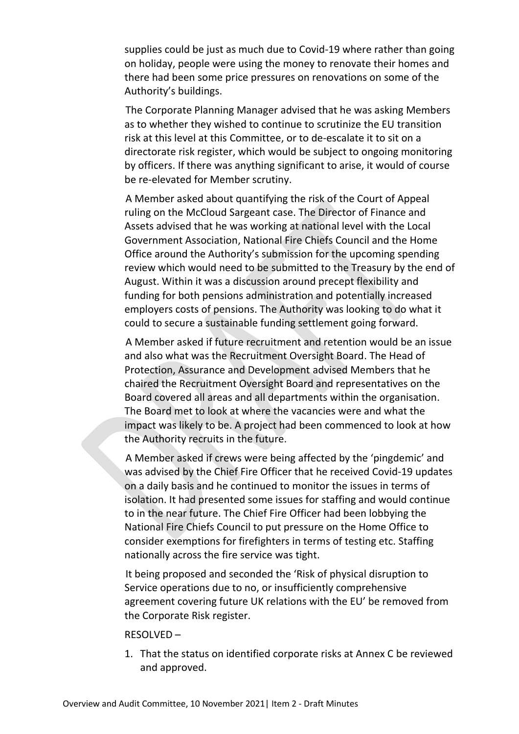supplies could be just as much due to Covid-19 where rather than going on holiday, people were using the money to renovate their homes and there had been some price pressures on renovations on some of the Authority's buildings.

The Corporate Planning Manager advised that he was asking Members as to whether they wished to continue to scrutinize the EU transition risk at this level at this Committee, or to de-escalate it to sit on a directorate risk register, which would be subject to ongoing monitoring by officers. If there was anything significant to arise, it would of course be re-elevated for Member scrutiny.

A Member asked about quantifying the risk of the Court of Appeal ruling on the McCloud Sargeant case. The Director of Finance and Assets advised that he was working at national level with the Local Government Association, National Fire Chiefs Council and the Home Office around the Authority's submission for the upcoming spending review which would need to be submitted to the Treasury by the end of August. Within it was a discussion around precept flexibility and funding for both pensions administration and potentially increased employers costs of pensions. The Authority was looking to do what it could to secure a sustainable funding settlement going forward.

A Member asked if future recruitment and retention would be an issue and also what was the Recruitment Oversight Board. The Head of Protection, Assurance and Development advised Members that he chaired the Recruitment Oversight Board and representatives on the Board covered all areas and all departments within the organisation. The Board met to look at where the vacancies were and what the impact was likely to be. A project had been commenced to look at how the Authority recruits in the future.

A Member asked if crews were being affected by the 'pingdemic' and was advised by the Chief Fire Officer that he received Covid-19 updates on a daily basis and he continued to monitor the issues in terms of isolation. It had presented some issues for staffing and would continue to in the near future. The Chief Fire Officer had been lobbying the National Fire Chiefs Council to put pressure on the Home Office to consider exemptions for firefighters in terms of testing etc. Staffing nationally across the fire service was tight.

It being proposed and seconded the 'Risk of physical disruption to Service operations due to no, or insufficiently comprehensive agreement covering future UK relations with the EU' be removed from the Corporate Risk register.

RESOLVED –

1. That the status on identified corporate risks at Annex C be reviewed and approved.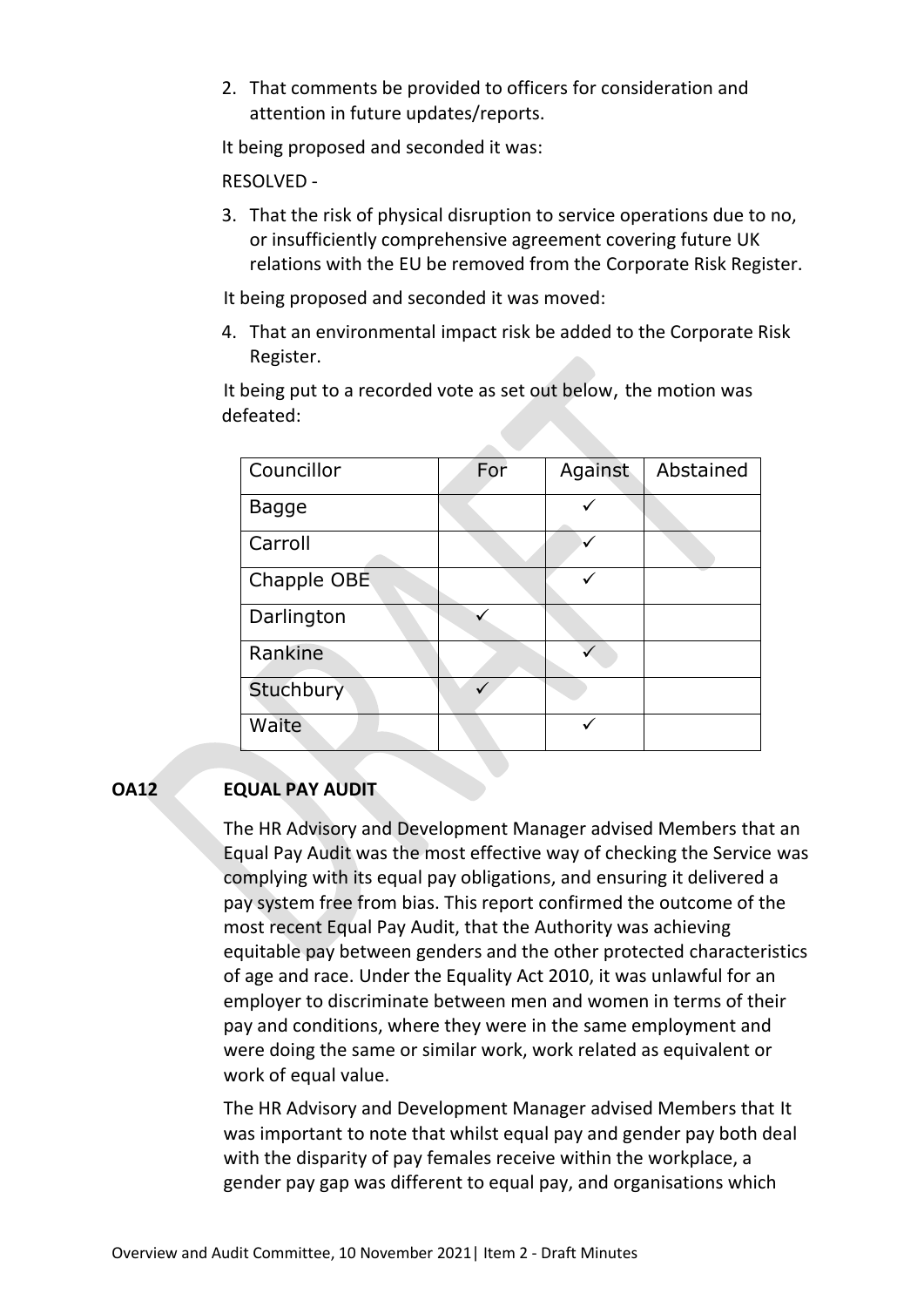2. That comments be provided to officers for consideration and attention in future updates/reports.

It being proposed and seconded it was:

RESOLVED -

3. That the risk of physical disruption to service operations due to no, or insufficiently comprehensive agreement covering future UK relations with the EU be removed from the Corporate Risk Register.

It being proposed and seconded it was moved:

4. That an environmental impact risk be added to the Corporate Risk Register.

It being put to a recorded vote as set out below, the motion was defeated:

| Councillor | For | Against | Abstained |
| --- | --- | --- | --- |
| Bagge | | ✓ | |
| Carroll | | ✓ | |
| Chapple OBE | | ✓ | |
| Darlington | ✓ | | |
| Rankine | | ✓ | |
| Stuchbury | ✓ | | |
| Waite | | ✓ | |

## OA12 EQUAL PAY AUDIT

The HR Advisory and Development Manager advised Members that an Equal Pay Audit was the most effective way of checking the Service was complying with its equal pay obligations, and ensuring it delivered a pay system free from bias. This report confirmed the outcome of the most recent Equal Pay Audit, that the Authority was achieving equitable pay between genders and the other protected characteristics of age and race. Under the Equality Act 2010, it was unlawful for an employer to discriminate between men and women in terms of their pay and conditions, where they were in the same employment and were doing the same or similar work, work related as equivalent or work of equal value.

The HR Advisory and Development Manager advised Members that It was important to note that whilst equal pay and gender pay both deal with the disparity of pay females receive within the workplace, a gender pay gap was different to equal pay, and organisations which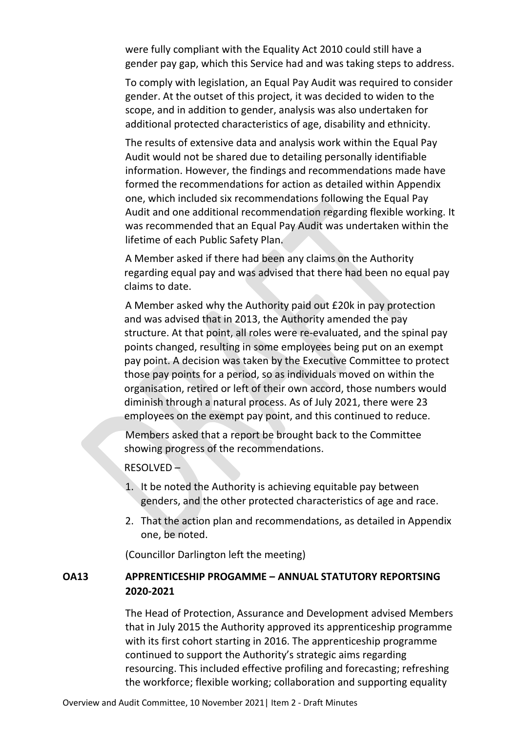were fully compliant with the Equality Act 2010 could still have a gender pay gap, which this Service had and was taking steps to address.

To comply with legislation, an Equal Pay Audit was required to consider gender. At the outset of this project, it was decided to widen to the scope, and in addition to gender, analysis was also undertaken for additional protected characteristics of age, disability and ethnicity.

The results of extensive data and analysis work within the Equal Pay Audit would not be shared due to detailing personally identifiable information. However, the findings and recommendations made have formed the recommendations for action as detailed within Appendix one, which included six recommendations following the Equal Pay Audit and one additional recommendation regarding flexible working. It was recommended that an Equal Pay Audit was undertaken within the lifetime of each Public Safety Plan.

A Member asked if there had been any claims on the Authority regarding equal pay and was advised that there had been no equal pay claims to date.

A Member asked why the Authority paid out £20k in pay protection and was advised that in 2013, the Authority amended the pay structure. At that point, all roles were re-evaluated, and the spinal pay points changed, resulting in some employees being put on an exempt pay point. A decision was taken by the Executive Committee to protect those pay points for a period, so as individuals moved on within the organisation, retired or left of their own accord, those numbers would diminish through a natural process. As of July 2021, there were 23 employees on the exempt pay point, and this continued to reduce.

Members asked that a report be brought back to the Committee showing progress of the recommendations.

RESOLVED –

1. It be noted the Authority is achieving equitable pay between genders, and the other protected characteristics of age and race.
2. That the action plan and recommendations, as detailed in Appendix one, be noted.

(Councillor Darlington left the meeting)

## OA13 APPRENTICESHIP PROGAMME – ANNUAL STATUTORY REPORTSING 2020-2021

The Head of Protection, Assurance and Development advised Members that in July 2015 the Authority approved its apprenticeship programme with its first cohort starting in 2016. The apprenticeship programme continued to support the Authority's strategic aims regarding resourcing. This included effective profiling and forecasting; refreshing the workforce; flexible working; collaboration and supporting equality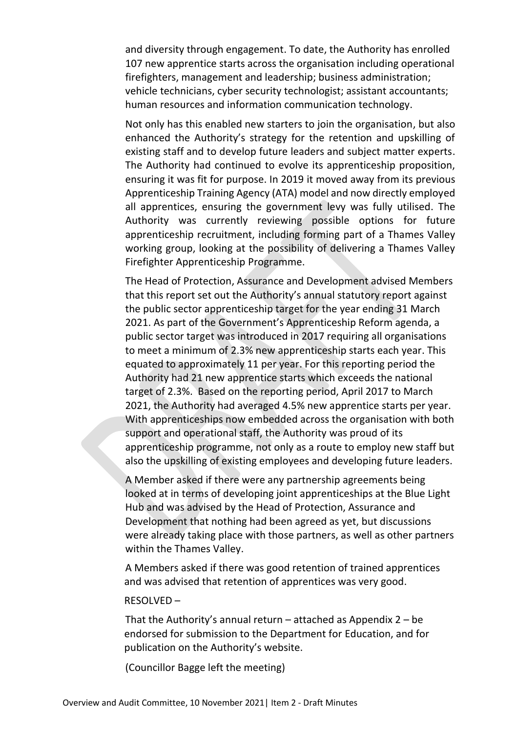and diversity through engagement. To date, the Authority has enrolled 107 new apprentice starts across the organisation including operational firefighters, management and leadership; business administration; vehicle technicians, cyber security technologist; assistant accountants; human resources and information communication technology.

Not only has this enabled new starters to join the organisation, but also enhanced the Authority's strategy for the retention and upskilling of existing staff and to develop future leaders and subject matter experts. The Authority had continued to evolve its apprenticeship proposition, ensuring it was fit for purpose. In 2019 it moved away from its previous Apprenticeship Training Agency (ATA) model and now directly employed all apprentices, ensuring the government levy was fully utilised. The Authority was currently reviewing possible options for future apprenticeship recruitment, including forming part of a Thames Valley working group, looking at the possibility of delivering a Thames Valley Firefighter Apprenticeship Programme.

The Head of Protection, Assurance and Development advised Members that this report set out the Authority's annual statutory report against the public sector apprenticeship target for the year ending 31 March 2021. As part of the Government's Apprenticeship Reform agenda, a public sector target was introduced in 2017 requiring all organisations to meet a minimum of 2.3% new apprenticeship starts each year. This equated to approximately 11 per year. For this reporting period the Authority had 21 new apprentice starts which exceeds the national target of 2.3%. Based on the reporting period, April 2017 to March 2021, the Authority had averaged 4.5% new apprentice starts per year. With apprenticeships now embedded across the organisation with both support and operational staff, the Authority was proud of its apprenticeship programme, not only as a route to employ new staff but also the upskilling of existing employees and developing future leaders.

A Member asked if there were any partnership agreements being looked at in terms of developing joint apprenticeships at the Blue Light Hub and was advised by the Head of Protection, Assurance and Development that nothing had been agreed as yet, but discussions were already taking place with those partners, as well as other partners within the Thames Valley.

A Members asked if there was good retention of trained apprentices and was advised that retention of apprentices was very good.

RESOLVED –

That the Authority's annual return – attached as Appendix 2 – be endorsed for submission to the Department for Education, and for publication on the Authority's website.

(Councillor Bagge left the meeting)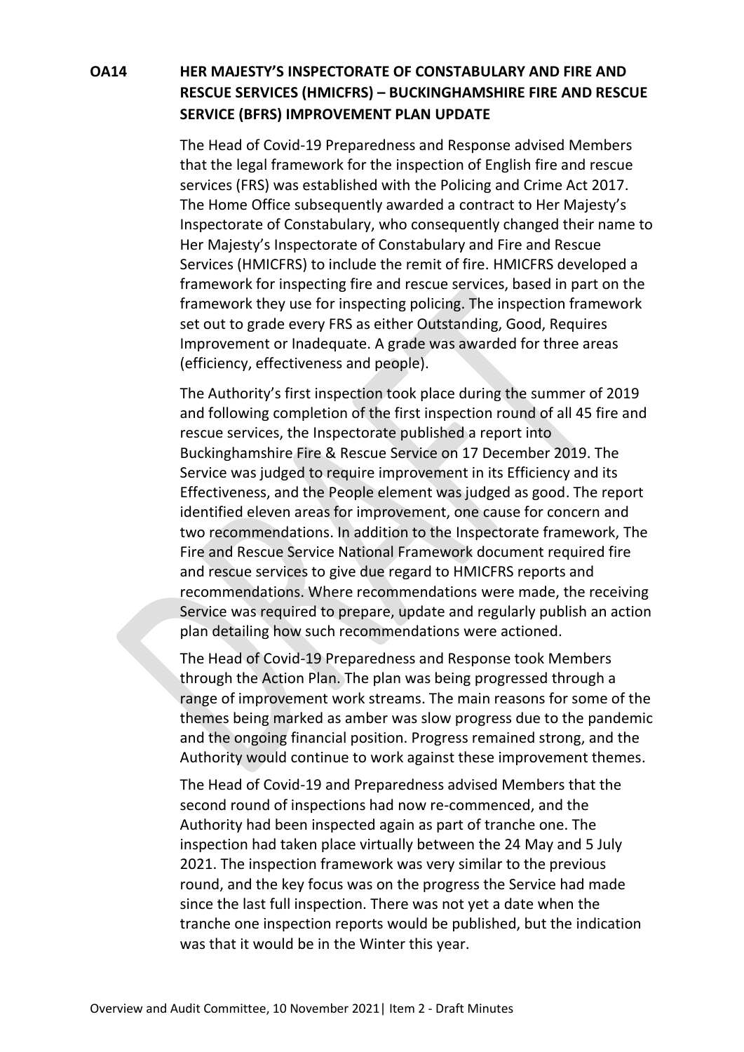**OA14 HER MAJESTY'S INSPECTORATE OF CONSTABULARY AND FIRE AND RESCUE SERVICES (HMICFRS) – BUCKINGHAMSHIRE FIRE AND RESCUE SERVICE (BFRS) IMPROVEMENT PLAN UPDATE**

The Head of Covid-19 Preparedness and Response advised Members that the legal framework for the inspection of English fire and rescue services (FRS) was established with the Policing and Crime Act 2017. The Home Office subsequently awarded a contract to Her Majesty's Inspectorate of Constabulary, who consequently changed their name to Her Majesty's Inspectorate of Constabulary and Fire and Rescue Services (HMICFRS) to include the remit of fire. HMICFRS developed a framework for inspecting fire and rescue services, based in part on the framework they use for inspecting policing. The inspection framework set out to grade every FRS as either Outstanding, Good, Requires Improvement or Inadequate. A grade was awarded for three areas (efficiency, effectiveness and people).

The Authority's first inspection took place during the summer of 2019 and following completion of the first inspection round of all 45 fire and rescue services, the Inspectorate published a report into Buckinghamshire Fire & Rescue Service on 17 December 2019. The Service was judged to require improvement in its Efficiency and its Effectiveness, and the People element was judged as good. The report identified eleven areas for improvement, one cause for concern and two recommendations. In addition to the Inspectorate framework, The Fire and Rescue Service National Framework document required fire and rescue services to give due regard to HMICFRS reports and recommendations. Where recommendations were made, the receiving Service was required to prepare, update and regularly publish an action plan detailing how such recommendations were actioned.

The Head of Covid-19 Preparedness and Response took Members through the Action Plan. The plan was being progressed through a range of improvement work streams. The main reasons for some of the themes being marked as amber was slow progress due to the pandemic and the ongoing financial position. Progress remained strong, and the Authority would continue to work against these improvement themes.

The Head of Covid-19 and Preparedness advised Members that the second round of inspections had now re-commenced, and the Authority had been inspected again as part of tranche one. The inspection had taken place virtually between the 24 May and 5 July 2021. The inspection framework was very similar to the previous round, and the key focus was on the progress the Service had made since the last full inspection. There was not yet a date when the tranche one inspection reports would be published, but the indication was that it would be in the Winter this year.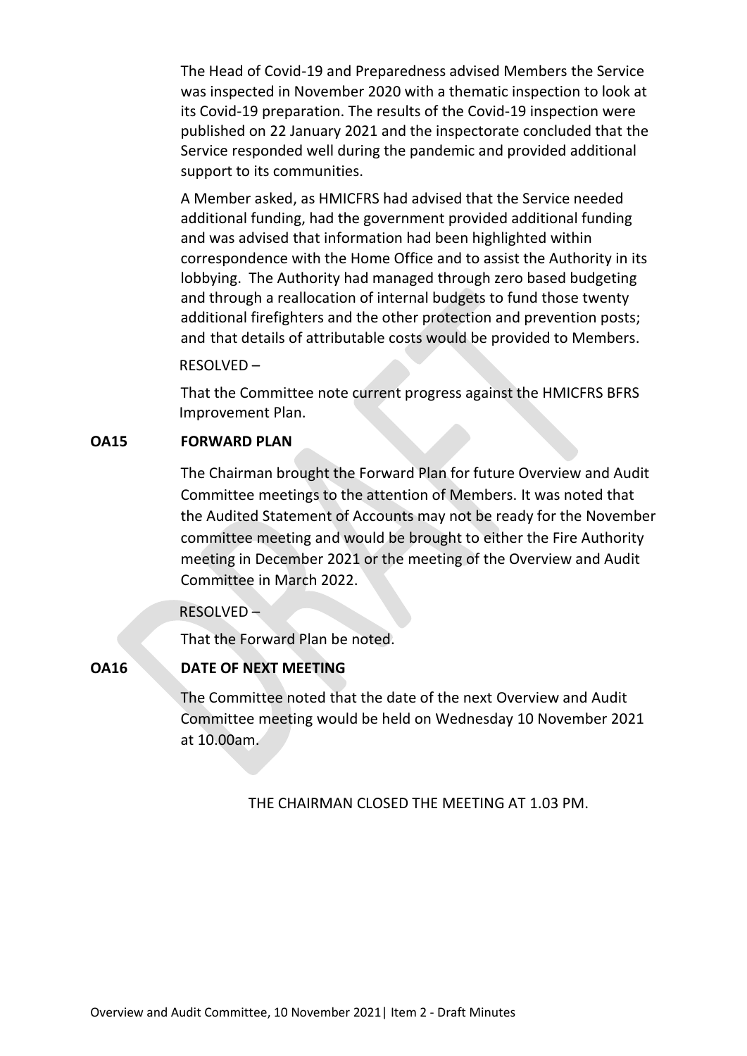The Head of Covid-19 and Preparedness advised Members the Service was inspected in November 2020 with a thematic inspection to look at its Covid-19 preparation. The results of the Covid-19 inspection were published on 22 January 2021 and the inspectorate concluded that the Service responded well during the pandemic and provided additional support to its communities.

A Member asked, as HMICFRS had advised that the Service needed additional funding, had the government provided additional funding and was advised that information had been highlighted within correspondence with the Home Office and to assist the Authority in its lobbying. The Authority had managed through zero based budgeting and through a reallocation of internal budgets to fund those twenty additional firefighters and the other protection and prevention posts; and that details of attributable costs would be provided to Members.

RESOLVED –

That the Committee note current progress against the HMICFRS BFRS Improvement Plan.

**OA15 FORWARD PLAN**

The Chairman brought the Forward Plan for future Overview and Audit Committee meetings to the attention of Members. It was noted that the Audited Statement of Accounts may not be ready for the November committee meeting and would be brought to either the Fire Authority meeting in December 2021 or the meeting of the Overview and Audit Committee in March 2022.

RESOLVED –

That the Forward Plan be noted.

**OA16 DATE OF NEXT MEETING**

The Committee noted that the date of the next Overview and Audit Committee meeting would be held on Wednesday 10 November 2021 at 10.00am.

THE CHAIRMAN CLOSED THE MEETING AT 1.03 PM.